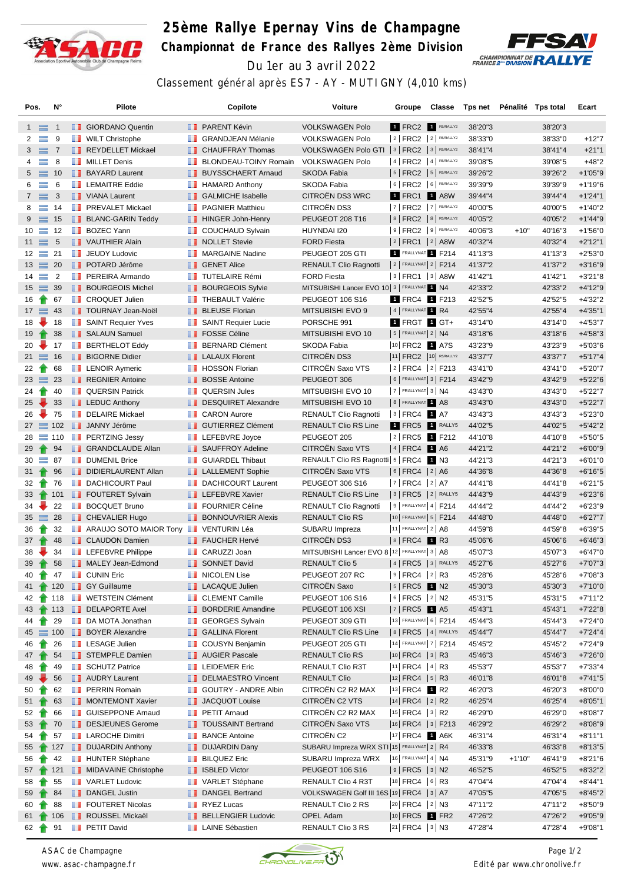# 25ème Rallye Epernay Vins de Champagne

## Championnat de France des Rallyes 2ème Division

Du 1er au 3 avril 2022

Classement général après ES7 - AY - MUTIGNY (4,010 kms)

| Pos. | N° | Pilote | Copilote | Voiture | Groupe | Classe | Tps net | Pénalité | Tps total | Ecart |
|---|---|---|---|---|---|---|---|---|---|---|
| 1 | 1 | GIORDANO Quentin | PARENT Kévin | VOLKSWAGEN Polo | 1 FRC2 | 1 R5/RALLY2 | 38'20"3 | | 38'20"3 | |
| 2 | 9 | WILT Christophe | GRANDJEAN Mélanie | VOLKSWAGEN Polo | 2 FRC2 | 2 R5/RALLY2 | 38'33"0 | | 38'33"0 | +12"7 |
| 3 | 7 | REYDELLET Mickael | CHAUFFRAY Thomas | VOLKSWAGEN Polo GTI | 3 FRC2 | 3 R5/RALLY2 | 38'41"4 | | 38'41"4 | +21"1 |
| 4 | 8 | MILLET Denis | BLONDEAU-TOINY Romain | VOLKSWAGEN Polo | 4 FRC2 | 4 R5/RALLY2 | 39'08"5 | | 39'08"5 | +48"2 |
| 5 | 10 | BAYARD Laurent | BUYSSCHAERT Arnaud | SKODA Fabia | 5 FRC2 | 5 R5/RALLY2 | 39'26"2 | | 39'26"2 | +1'05"9 |
| 6 | 6 | LEMAITRE Eddie | HAMARD Anthony | SKODA Fabia | 6 FRC2 | 6 R5/RALLY2 | 39'39"9 | | 39'39"9 | +1'19"6 |
| 7 | 3 | VIANA Laurent | GALMICHE Isabelle | CITROËN DS3 WRC | 1 FRC1 | 1 A8W | 39'44"4 | | 39'44"4 | +1'24"1 |
| 8 | 14 | PREVALET Mickael | PAGNIER Matthieu | CITROËN DS3 | 7 FRC2 | 7 R5/RALLY2 | 40'00"5 | | 40'00"5 | +1'40"2 |
| 9 | 15 | BLANC-GARIN Teddy | HINGER John-Henry | PEUGEOT 208 T16 | 8 FRC2 | 8 R5/RALLY2 | 40'05"2 | | 40'05"2 | +1'44"9 |
| 10 | 12 | BOZEC Yann | COUCHAUD Sylvain | HUYNDAI I20 | 9 FRC2 | 9 R5/RALLY2 | 40'06"3 | +10" | 40'16"3 | +1'56"0 |
| 11 | 5 | VAUTHIER Alain | NOLLET Stevie | FORD Fiesta | 2 FRC1 | 2 A8W | 40'32"4 | | 40'32"4 | +2'12"1 |
| 12 | 21 | JEUDY Ludovic | MARGAINE Nadine | PEUGEOT 205 GTI | 1 FRALLYNAT | 1 F214 | 41'13"3 | | 41'13"3 | +2'53"0 |
| 13 | 20 | POTARD Jérôme | GENET Alice | RENAULT Clio Ragnotti | 2 FRALLYNAT | 2 F214 | 41'37"2 | | 41'37"2 | +3'16"9 |
| 14 | 2 | PEREIRA Armando | TUTELAIRE Rémi | FORD Fiesta | 3 FRC1 | 3 A8W | 41'42"1 | | 41'42"1 | +3'21"8 |
| 15 | 39 | BOURGEOIS Michel | BOURGEOIS Sylvie | MITSUBISHI Lancer EVO 10 | 3 FRALLYNAT | 1 N4 | 42'33"2 | | 42'33"2 | +4'12"9 |
| 16 | 67 | CROQUET Julien | THEBAULT Valérie | PEUGEOT 106 S16 | 1 FRC4 | 1 F213 | 42'52"5 | | 42'52"5 | +4'32"2 |
| 17 | 43 | TOURNAY Jean-Noël | BLEUSE Florian | MITSUBISHI EVO 9 | 4 FRALLYNAT | 1 R4 | 42'55"4 | | 42'55"4 | +4'35"1 |
| 18 | 18 | SAINT Requier Yves | SAINT Requier Lucie | PORSCHE 991 | 1 FRGT | 1 GT+ | 43'14"0 | | 43'14"0 | +4'53"7 |
| 19 | 38 | SALAUN Samuel | FOSSE Céline | MITSUBISHI EVO 10 | 5 FRALLYNAT | 2 N4 | 43'18"6 | | 43'18"6 | +4'58"3 |
| 20 | 17 | BERTHELOT Eddy | BERNARD Clément | SKODA Fabia | 10 FRC2 | 1 A7S | 43'23"9 | | 43'23"9 | +5'03"6 |
| 21 | 16 | BIGORNE Didier | LALAUX Florent | CITROËN DS3 | 11 FRC2 | 10 R5/RALLY2 | 43'37"7 | | 43'37"7 | +5'17"4 |
| 22 | 68 | LENOIR Aymeric | HOSSON Florian | CITROËN Saxo VTS | 2 FRC4 | 2 F213 | 43'41"0 | | 43'41"0 | +5'20"7 |
| 23 | 23 | REGNIER Antoine | BOSSE Antoine | PEUGEOT 306 | 6 FRALLYNAT | 3 F214 | 43'42"9 | | 43'42"9 | +5'22"6 |
| 24 | 40 | QUERSIN Patrick | QUERSIN Jules | MITSUBISHI EVO 10 | 7 FRALLYNAT | 3 N4 | 43'43"0 | | 43'43"0 | +5'22"7 |
| 25 | 33 | LEDUC Anthony | DESQUIRET Alexandre | MITSUBISHI EVO 10 | 8 FRALLYNAT | 1 A8 | 43'43"0 | | 43'43"0 | +5'22"7 |
| 26 | 75 | DELAIRE Mickael | CARON Aurore | RENAULT Clio Ragnotti | 3 FRC4 | 1 A7 | 43'43"3 | | 43'43"3 | +5'23"0 |
| 27 | 102 | JANNY Jérôme | GUTIERREZ Clément | RENAULT Clio RS Line | 1 FRC5 | 1 RALLY5 | 44'02"5 | | 44'02"5 | +5'42"2 |
| 28 | 110 | PERTZING Jessy | LEFEBVRE Joyce | PEUGEOT 205 | 2 FRC5 | 1 F212 | 44'10"8 | | 44'10"8 | +5'50"5 |
| 29 | 94 | GRANDCLAUDE Allan | SAUFFROY Adeline | CITROËN Saxo VTS | 4 FRC4 | 1 A6 | 44'21"2 | | 44'21"2 | +6'00"9 |
| 30 | 87 | DUMENIL Brice | GUIARDEL Thibaut | RENAULT Clio RS Ragnotti | 5 FRC4 | 1 N3 | 44'21"3 | | 44'21"3 | +6'01"0 |
| 31 | 96 | DIDIERLAURENT Allan | LALLEMENT Sophie | CITROËN Saxo VTS | 6 FRC4 | 2 A6 | 44'36"8 | | 44'36"8 | +6'16"5 |
| 32 | 76 | DACHICOURT Paul | DACHICOURT Laurent | PEUGEOT 306 S16 | 7 FRC4 | 2 A7 | 44'41"8 | | 44'41"8 | +6'21"5 |
| 33 | 101 | FOUTERET Sylvain | LEFEBVRE Xavier | RENAULT Clio RS Line | 3 FRC5 | 2 RALLY5 | 44'43"9 | | 44'43"9 | +6'23"6 |
| 34 | 22 | BOCQUET Bruno | FOURNIER Céline | RENAULT Clio Ragnotti | 9 FRALLYNAT | 4 F214 | 44'44"2 | | 44'44"2 | +6'23"9 |
| 35 | 28 | CHEVALIER Hugo | BONNOUVRIER Alexis | RENAULT Clio RS | 10 FRALLYNAT | 5 F214 | 44'48"0 | | 44'48"0 | +6'27"7 |
| 36 | 32 | ARAUJO SOTO MAIOR Tony | VENTURIN Léa | SUBARU Impreza | 11 FRALLYNAT | 2 A8 | 44'59"8 | | 44'59"8 | +6'39"5 |
| 37 | 48 | CLAUDON Damien | FAUCHER Hervé | CITROËN DS3 | 8 FRC4 | 1 R3 | 45'06"6 | | 45'06"6 | +6'46"3 |
| 38 | 34 | LEFEBVRE Philippe | CARUZZI Joan | MITSUBISHI Lancer EVO 8 | 12 FRALLYNAT | 3 A8 | 45'07"3 | | 45'07"3 | +6'47"0 |
| 39 | 58 | MALEY Jean-Edmond | SONNET David | RENAULT Clio 5 | 4 FRC5 | 3 RALLY5 | 45'27"6 | | 45'27"6 | +7'07"3 |
| 40 | 47 | CUNIN Eric | NICOLEN Lise | PEUGEOT 207 RC | 9 FRC4 | 2 R3 | 45'28"6 | | 45'28"6 | +7'08"3 |
| 41 | 120 | GY Guillaume | LACAQUE Julien | CITROËN Saxo | 5 FRC5 | 1 N2 | 45'30"3 | | 45'30"3 | +7'10"0 |
| 42 | 118 | WETSTEIN Clément | CLEMENT Camille | PEUGEOT 106 S16 | 6 FRC5 | 2 N2 | 45'31"5 | | 45'31"5 | +7'11"2 |
| 43 | 113 | DELAPORTE Axel | BORDERIE Amandine | PEUGEOT 106 XSI | 7 FRC5 | 1 A5 | 45'43"1 | | 45'43"1 | +7'22"8 |
| 44 | 29 | DA MOTA Jonathan | GEORGES Sylvain | PEUGEOT 309 GTI | 13 FRALLYNAT | 6 F214 | 45'44"3 | | 45'44"3 | +7'24"0 |
| 45 | 100 | BOYER Alexandre | GALLINA Florent | RENAULT Clio RS Line | 8 FRC5 | 4 RALLY5 | 45'44"7 | | 45'44"7 | +7'24"4 |
| 46 | 26 | LESAGE Julien | COUSYN Benjamin | PEUGEOT 205 GTI | 14 FRALLYNAT | 7 F214 | 45'45"2 | | 45'45"2 | +7'24"9 |
| 47 | 54 | STEMPFLE Damien | AUGIER Pascale | RENAULT Clio RS | 10 FRC4 | 3 R3 | 45'46"3 | | 45'46"3 | +7'26"0 |
| 48 | 49 | SCHUTZ Patrice | LEIDEMER Eric | RENAULT Clio R3T | 11 FRC4 | 4 R3 | 45'53"7 | | 45'53"7 | +7'33"4 |
| 49 | 56 | AUDRY Laurent | DELMAESTRO Vincent | RENAULT Clio | 12 FRC4 | 5 R3 | 46'01"8 | | 46'01"8 | +7'41"5 |
| 50 | 62 | PERRIN Romain | GOUTRY - ANDRE Albin | CITROËN C2 R2 MAX | 13 FRC4 | 1 R2 | 46'20"3 | | 46'20"3 | +8'00"0 |
| 51 | 63 | MONTEMONT Xavier | JACQUOT Louise | CITROËN C2 VTS | 14 FRC4 | 2 R2 | 46'25"4 | | 46'25"4 | +8'05"1 |
| 52 | 66 | GUISEPPONE Arnaud | PETIT Arnaud | CITROËN C2 R2 MAX | 15 FRC4 | 3 R2 | 46'29"0 | | 46'29"0 | +8'08"7 |
| 53 | 70 | DESJEUNES Gerome | TOUSSAINT Bertrand | CITROËN Saxo VTS | 16 FRC4 | 3 F213 | 46'29"2 | | 46'29"2 | +8'08"9 |
| 54 | 57 | LAROCHE Dimitri | BANCE Antoine | CITROËN C2 | 17 FRC4 | 1 A6K | 46'31"4 | | 46'31"4 | +8'11"1 |
| 55 | 127 | DUJARDIN Anthony | DUJARDIN Dany | SUBARU Impreza WRX STI | 15 FRALLYNAT | 2 R4 | 46'33"8 | | 46'33"8 | +8'13"5 |
| 56 | 42 | HUNTER Stéphane | BILQUEZ Eric | SUBARU Impreza WRX | 16 FRALLYNAT | 4 N4 | 45'31"9 | +1'10" | 46'41"9 | +8'21"6 |
| 57 | 121 | MIDAVAINE Christophe | ISBLED Victor | PEUGEOT 106 S16 | 9 FRC5 | 3 N2 | 46'52"5 | | 46'52"5 | +8'32"2 |
| 58 | 55 | VARLET Ludovic | VARLET Stéphane | RENAULT Clio 4 R3T | 18 FRC4 | 6 R3 | 47'04"4 | | 47'04"4 | +8'44"1 |
| 59 | 84 | DANGEL Justin | DANGEL Bertrand | VOLKSWAGEN Golf III 16S | 19 FRC4 | 3 A7 | 47'05"5 | | 47'05"5 | +8'45"2 |
| 60 | 88 | FOUTERET Nicolas | RYEZ Lucas | RENAULT Clio 2 RS | 20 FRC4 | 2 N3 | 47'11"2 | | 47'11"2 | +8'50"9 |
| 61 | 106 | ROUSSEL Mickaël | BELLENGIER Ludovic | OPEL Adam | 10 FRC5 | 1 FR2 | 47'26"2 | | 47'26"2 | +9'05"9 |
| 62 | 91 | PETIT David | LAINE Sébastien | RENAULT Clio 3 RS | 21 FRC4 | 3 N3 | 47'28"4 | | 47'28"4 | +9'08"1 |

ASAC de Champagne
www.asac-champagne.fr

Edité par www.chronolive.fr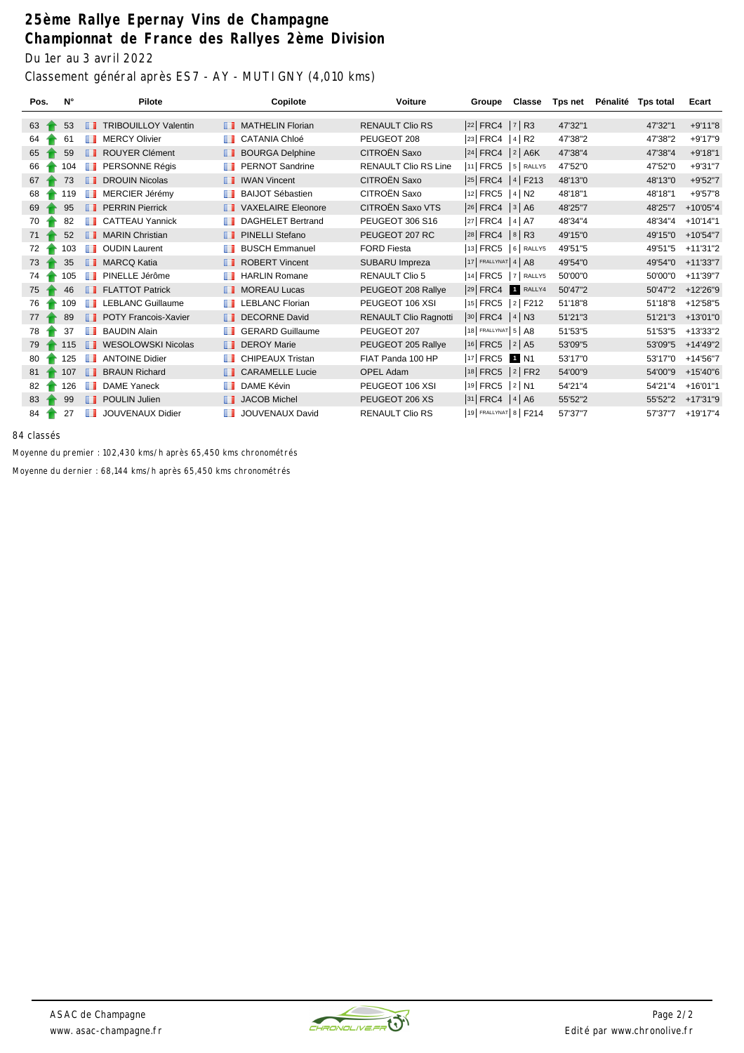# 25ème Rallye Epernay Vins de Champagne
# Championnat de France des Rallyes 2ème Division

Du 1er au 3 avril 2022

Classement général après ES7 - AY - MUTIGNY (4,010 kms)

| Pos. | N° | Pilote | Copilote | Voiture | Groupe | Classe | Tps net | Pénalité | Tps total | Ecart |
|---|---|---|---|---|---|---|---|---|---|---|
| 63 | 53 | TRIBOUILLOY Valentin | MATHELIN Florian | RENAULT Clio RS | 22 FRC4 | 7 R3 | 47'32"1 | | 47'32"1 | +9'11"8 |
| 64 | 61 | MERCY Olivier | CATANIA Chloé | PEUGEOT 208 | 23 FRC4 | 4 R2 | 47'38"2 | | 47'38"2 | +9'17"9 |
| 65 | 59 | ROUYER Clément | BOURGA Delphine | CITROËN Saxo | 24 FRC4 | 2 A6K | 47'38"4 | | 47'38"4 | +9'18"1 |
| 66 | 104 | PERSONNE Régis | PERNOT Sandrine | RENAULT Clio RS Line | 11 FRC5 | 5 RALLY5 | 47'52"0 | | 47'52"0 | +9'31"7 |
| 67 | 73 | DROUIN Nicolas | IWAN Vincent | CITROËN Saxo | 25 FRC4 | 4 F213 | 48'13"0 | | 48'13"0 | +9'52"7 |
| 68 | 119 | MERCIER Jérémy | BAIJOT Sébastien | CITROËN Saxo | 12 FRC5 | 4 N2 | 48'18"1 | | 48'18"1 | +9'57"8 |
| 69 | 95 | PERRIN Pierrick | VAXELAIRE Eleonore | CITROËN Saxo VTS | 26 FRC4 | 3 A6 | 48'25"7 | | 48'25"7 | +10'05"4 |
| 70 | 82 | CATTEAU Yannick | DAGHELET Bertrand | PEUGEOT 306 S16 | 27 FRC4 | 4 A7 | 48'34"4 | | 48'34"4 | +10'14"1 |
| 71 | 52 | MARIN Christian | PINELLI Stefano | PEUGEOT 207 RC | 28 FRC4 | 8 R3 | 49'15"0 | | 49'15"0 | +10'54"7 |
| 72 | 103 | OUDIN Laurent | BUSCH Emmanuel | FORD Fiesta | 13 FRC5 | 6 RALLY5 | 49'51"5 | | 49'51"5 | +11'31"2 |
| 73 | 35 | MARCQ Katia | ROBERT Vincent | SUBARU Impreza | 17 FRALLYNAT | 4 A8 | 49'54"0 | | 49'54"0 | +11'33"7 |
| 74 | 105 | PINELLE Jérôme | HARLIN Romane | RENAULT Clio 5 | 14 FRC5 | 7 RALLY5 | 50'00"0 | | 50'00"0 | +11'39"7 |
| 75 | 46 | FLATTOT Patrick | MOREAU Lucas | PEUGEOT 208 Rallye | 29 FRC4 | 1 RALLY4 | 50'47"2 | | 50'47"2 | +12'26"9 |
| 76 | 109 | LEBLANC Guillaume | LEBLANC Florian | PEUGEOT 106 XSI | 15 FRC5 | 2 F212 | 51'18"8 | | 51'18"8 | +12'58"5 |
| 77 | 89 | POTY Francois-Xavier | DECORNE David | RENAULT Clio Ragnotti | 30 FRC4 | 4 N3 | 51'21"3 | | 51'21"3 | +13'01"0 |
| 78 | 37 | BAUDIN Alain | GERARD Guillaume | PEUGEOT 207 | 18 FRALLYNAT | 5 A8 | 51'53"5 | | 51'53"5 | +13'33"2 |
| 79 | 115 | WESOLOWSKI Nicolas | DEROY Marie | PEUGEOT 205 Rallye | 16 FRC5 | 2 A5 | 53'09"5 | | 53'09"5 | +14'49"2 |
| 80 | 125 | ANTOINE Didier | CHIPEAUX Tristan | FIAT Panda 100 HP | 17 FRC5 | 1 N1 | 53'17"0 | | 53'17"0 | +14'56"7 |
| 81 | 107 | BRAUN Richard | CARAMELLE Lucie | OPEL Adam | 18 FRC5 | 2 FR2 | 54'00"9 | | 54'00"9 | +15'40"6 |
| 82 | 126 | DAME Yaneck | DAME Kévin | PEUGEOT 106 XSI | 19 FRC5 | 2 N1 | 54'21"4 | | 54'21"4 | +16'01"1 |
| 83 | 99 | POULIN Julien | JACOB Michel | PEUGEOT 206 XS | 31 FRC4 | 4 A6 | 55'52"2 | | 55'52"2 | +17'31"9 |
| 84 | 27 | JOUVENAUX Didier | JOUVENAUX David | RENAULT Clio RS | 19 FRALLYNAT | 8 F214 | 57'37"7 | | 57'37"7 | +19'17"4 |

84 classés

Moyenne du premier : 102,430 kms/h après 65,450 kms chronométrés

Moyenne du dernier : 68,144 kms/h après 65,450 kms chronométrés

ASAC de Champagne
www.asac-champagne.fr

Edité par www.chronolive.fr